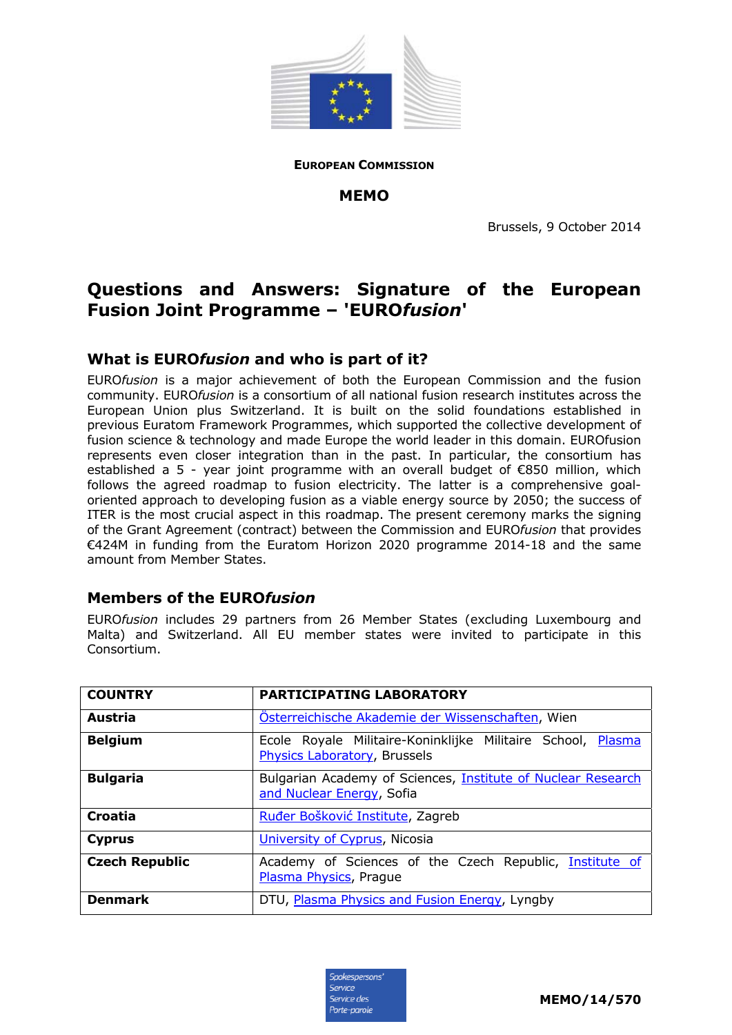**EUROPEAN COMMISSION**

**MEMO**

Brussels, 9 October 2014

# Questions and Answers: Signature of the European Fusion Joint Programme – 'EURO*fusion*'

## What is EURO*fusion* and who is part of it?

EURO*fusion* is a major achievement of both the European Commission and the fusion community. EURO*fusion* is a consortium of all national fusion research institutes across the European Union plus Switzerland. It is built on the solid foundations established in previous Euratom Framework Programmes, which supported the collective development of fusion science & technology and made Europe the world leader in this domain. EUROfusion represents even closer integration than in the past. In particular, the consortium has established a 5 - year joint programme with an overall budget of €850 million, which follows the agreed roadmap to fusion electricity. The latter is a comprehensive goal-oriented approach to developing fusion as a viable energy source by 2050; the success of ITER is the most crucial aspect in this roadmap. The present ceremony marks the signing of the Grant Agreement (contract) between the Commission and EURO*fusion* that provides €424M in funding from the Euratom Horizon 2020 programme 2014-18 and the same amount from Member States.

## Members of the EURO*fusion*

EURO*fusion* includes 29 partners from 26 Member States (excluding Luxembourg and Malta) and Switzerland. All EU member states were invited to participate in this Consortium.

| COUNTRY | PARTICIPATING LABORATORY |
|---|---|
| **Austria** | Österreichische Akademie der Wissenschaften, Wien |
| **Belgium** | Ecole Royale Militaire-Koninklijke Militaire School, Plasma Physics Laboratory, Brussels |
| **Bulgaria** | Bulgarian Academy of Sciences, Institute of Nuclear Research and Nuclear Energy, Sofia |
| **Croatia** | Ruđer Bošković Institute, Zagreb |
| **Cyprus** | University of Cyprus, Nicosia |
| **Czech Republic** | Academy of Sciences of the Czech Republic, Institute of Plasma Physics, Prague |
| **Denmark** | DTU, Plasma Physics and Fusion Energy, Lyngby |

MEMO/14/570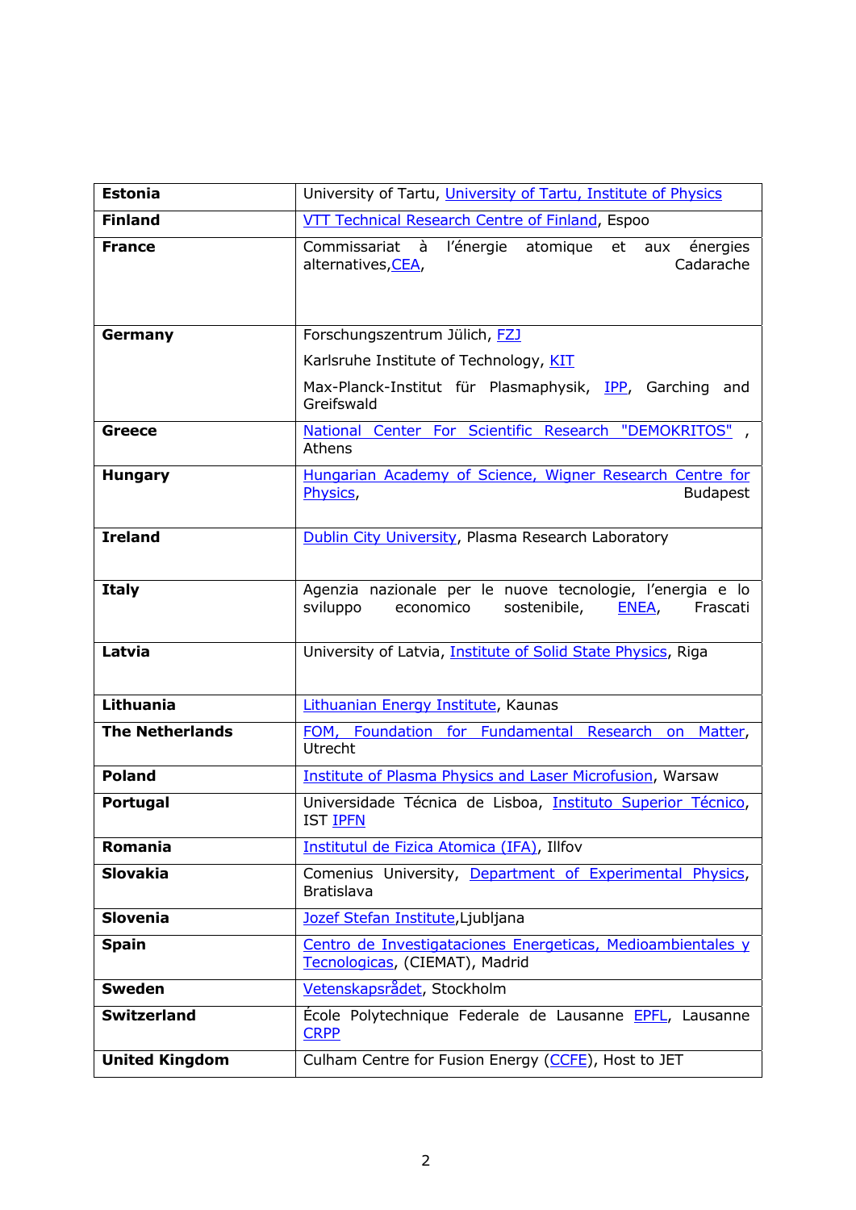| | |
|---|---|
| **Estonia** | University of Tartu, University of Tartu, Institute of Physics |
| **Finland** | VTT Technical Research Centre of Finland, Espoo |
| **France** | Commissariat à l'énergie atomique et aux énergies alternatives,CEA, Cadarache |
| **Germany** | Forschungszentrum Jülich, FZJ<br>Karlsruhe Institute of Technology, KIT<br>Max-Planck-Institut für Plasmaphysik, IPP, Garching and Greifswald |
| **Greece** | National Center For Scientific Research "DEMOKRITOS" , Athens |
| **Hungary** | Hungarian Academy of Science, Wigner Research Centre for Physics, Budapest |
| **Ireland** | Dublin City University, Plasma Research Laboratory |
| **Italy** | Agenzia nazionale per le nuove tecnologie, l'energia e lo sviluppo economico sostenibile, ENEA, Frascati |
| **Latvia** | University of Latvia, Institute of Solid State Physics, Riga |
| **Lithuania** | Lithuanian Energy Institute, Kaunas |
| **The Netherlands** | FOM, Foundation for Fundamental Research on Matter, Utrecht |
| **Poland** | Institute of Plasma Physics and Laser Microfusion, Warsaw |
| **Portugal** | Universidade Técnica de Lisboa, Instituto Superior Técnico, IST IPFN |
| **Romania** | Institutul de Fizica Atomica (IFA), Illfov |
| **Slovakia** | Comenius University, Department of Experimental Physics, Bratislava |
| **Slovenia** | Jozef Stefan Institute,Ljubljana |
| **Spain** | Centro de Investigataciones Energeticas, Medioambientales y Tecnologicas, (CIEMAT), Madrid |
| **Sweden** | Vetenskapsrådet, Stockholm |
| **Switzerland** | École Polytechnique Federale de Lausanne EPFL, Lausanne CRPP |
| **United Kingdom** | Culham Centre for Fusion Energy (CCFE), Host to JET |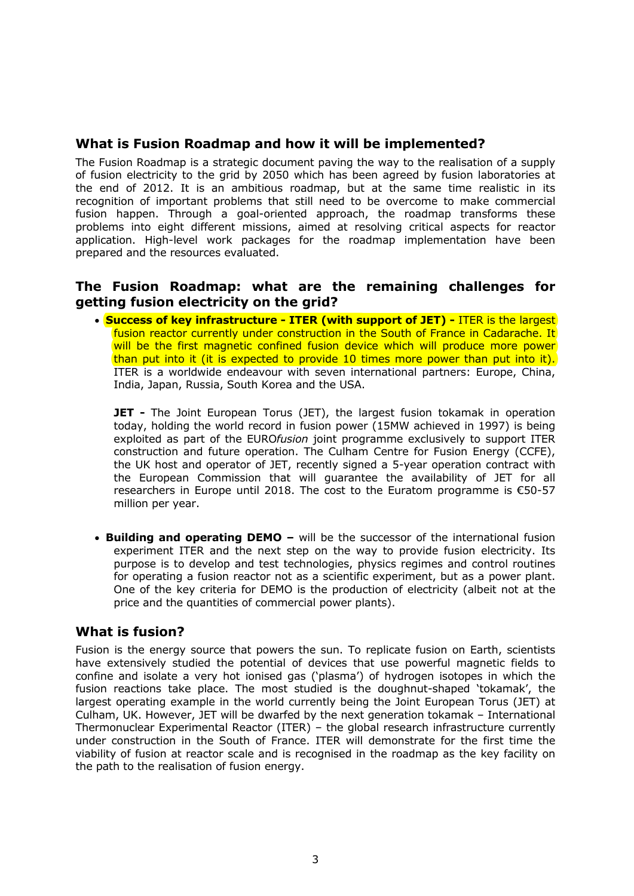## What is Fusion Roadmap and how it will be implemented?

The Fusion Roadmap is a strategic document paving the way to the realisation of a supply of fusion electricity to the grid by 2050 which has been agreed by fusion laboratories at the end of 2012. It is an ambitious roadmap, but at the same time realistic in its recognition of important problems that still need to be overcome to make commercial fusion happen. Through a goal-oriented approach, the roadmap transforms these problems into eight different missions, aimed at resolving critical aspects for reactor application. High-level work packages for the roadmap implementation have been prepared and the resources evaluated.

## The Fusion Roadmap: what are the remaining challenges for getting fusion electricity on the grid?

- **Success of key infrastructure - ITER (with support of JET) -** ITER is the largest fusion reactor currently under construction in the South of France in Cadarache. It will be the first magnetic confined fusion device which will produce more power than put into it (it is expected to provide 10 times more power than put into it). ITER is a worldwide endeavour with seven international partners: Europe, China, India, Japan, Russia, South Korea and the USA.

  **JET -** The Joint European Torus (JET), the largest fusion tokamak in operation today, holding the world record in fusion power (15MW achieved in 1997) is being exploited as part of the EURO*fusion* joint programme exclusively to support ITER construction and future operation. The Culham Centre for Fusion Energy (CCFE), the UK host and operator of JET, recently signed a 5-year operation contract with the European Commission that will guarantee the availability of JET for all researchers in Europe until 2018. The cost to the Euratom programme is €50-57 million per year.

- **Building and operating DEMO –** will be the successor of the international fusion experiment ITER and the next step on the way to provide fusion electricity. Its purpose is to develop and test technologies, physics regimes and control routines for operating a fusion reactor not as a scientific experiment, but as a power plant. One of the key criteria for DEMO is the production of electricity (albeit not at the price and the quantities of commercial power plants).

## What is fusion?

Fusion is the energy source that powers the sun. To replicate fusion on Earth, scientists have extensively studied the potential of devices that use powerful magnetic fields to confine and isolate a very hot ionised gas ('plasma') of hydrogen isotopes in which the fusion reactions take place. The most studied is the doughnut-shaped 'tokamak', the largest operating example in the world currently being the Joint European Torus (JET) at Culham, UK. However, JET will be dwarfed by the next generation tokamak – International Thermonuclear Experimental Reactor (ITER) – the global research infrastructure currently under construction in the South of France. ITER will demonstrate for the first time the viability of fusion at reactor scale and is recognised in the roadmap as the key facility on the path to the realisation of fusion energy.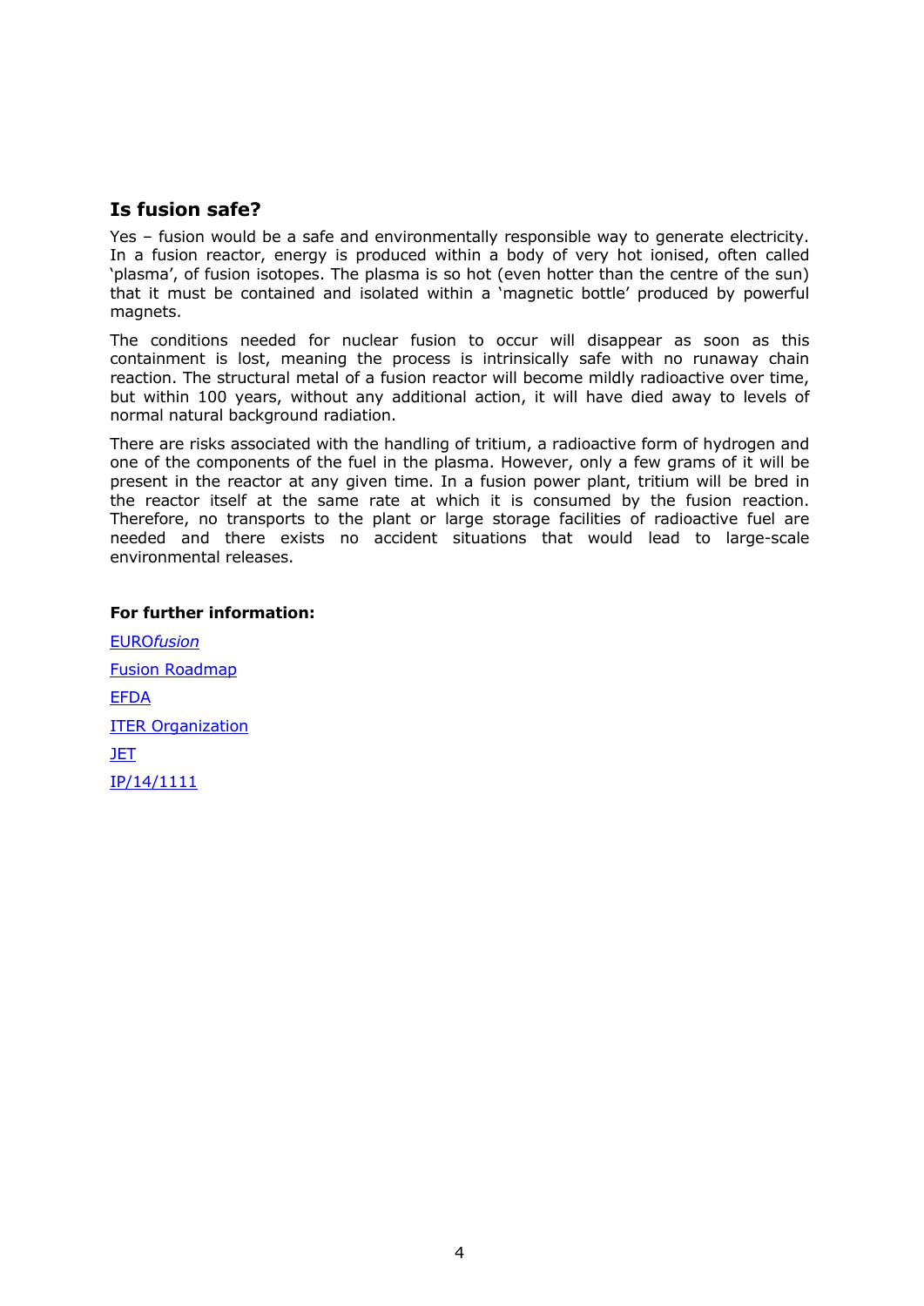## Is fusion safe?

Yes – fusion would be a safe and environmentally responsible way to generate electricity. In a fusion reactor, energy is produced within a body of very hot ionised, often called 'plasma', of fusion isotopes. The plasma is so hot (even hotter than the centre of the sun) that it must be contained and isolated within a 'magnetic bottle' produced by powerful magnets.

The conditions needed for nuclear fusion to occur will disappear as soon as this containment is lost, meaning the process is intrinsically safe with no runaway chain reaction. The structural metal of a fusion reactor will become mildly radioactive over time, but within 100 years, without any additional action, it will have died away to levels of normal natural background radiation.

There are risks associated with the handling of tritium, a radioactive form of hydrogen and one of the components of the fuel in the plasma. However, only a few grams of it will be present in the reactor at any given time. In a fusion power plant, tritium will be bred in the reactor itself at the same rate at which it is consumed by the fusion reaction. Therefore, no transports to the plant or large storage facilities of radioactive fuel are needed and there exists no accident situations that would lead to large-scale environmental releases.

**For further information:**

EURO*fusion*

Fusion Roadmap

EFDA

ITER Organization

JET

IP/14/1111